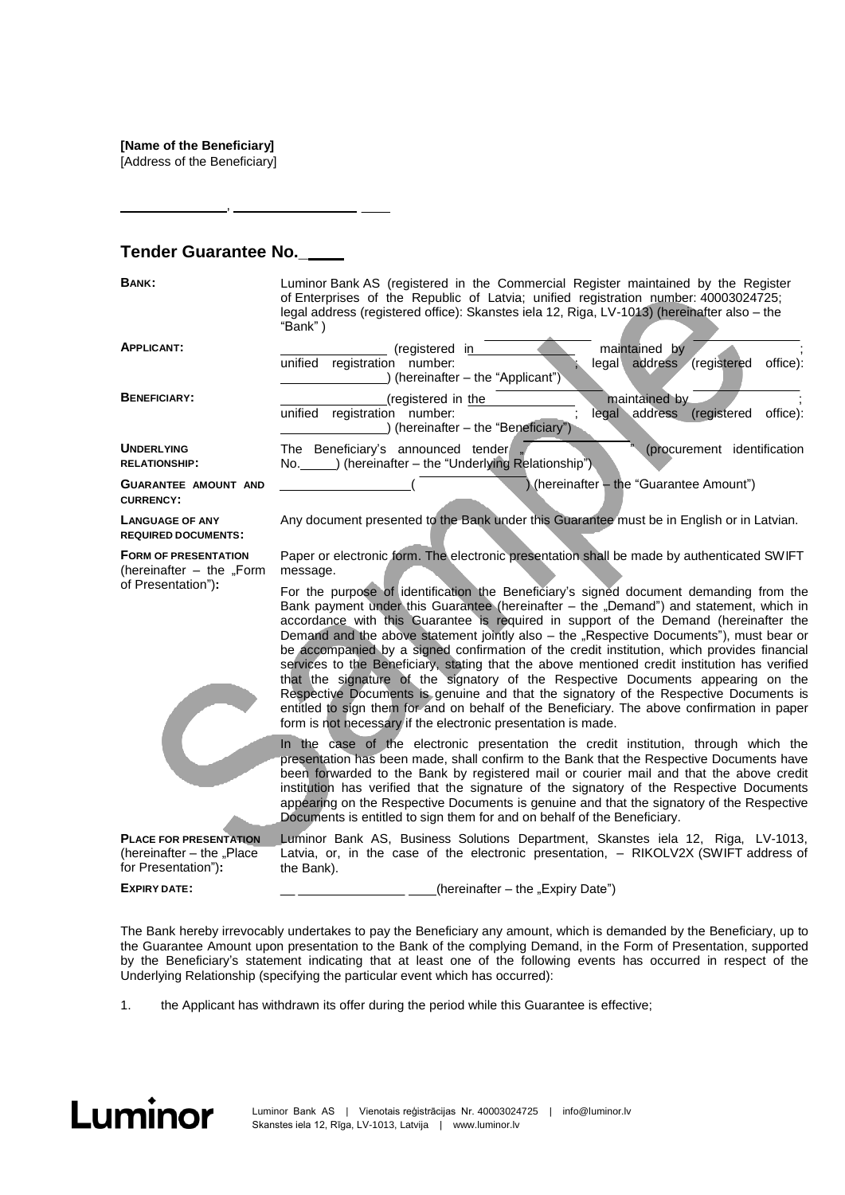**[Name of the Beneficiary]**
[Address of the Beneficiary]

_____________, _______________ ____

## Tender Guarantee No. ____

| | |
|---|---|
| **BANK:** | Luminor Bank AS (registered in the Commercial Register maintained by the Register of Enterprises of the Republic of Latvia; unified registration number: 40003024725; legal address (registered office): Skanstes iela 12, Riga, LV-1013) (hereinafter also – the "Bank" ) |
| **APPLICANT:** | ______________ (registered in ______________ maintained by ______________; unified registration number: ______________; legal address (registered office): ______________) (hereinafter – the "Applicant") |
| **BENEFICIARY:** | ______________(registered in the ______________ maintained by ______________; unified registration number: ______________; legal address (registered office): ______________) (hereinafter – the "Beneficiary") |
| **UNDERLYING RELATIONSHIP:** | The Beneficiary's announced tender „______________" (procurement identification No.____) (hereinafter – the "Underlying Relationship") |
| **GUARANTEE AMOUNT AND CURRENCY:** | ______________(______________) (hereinafter – the "Guarantee Amount") |
| **LANGUAGE OF ANY REQUIRED DOCUMENTS:** | Any document presented to the Bank under this Guarantee must be in English or in Latvian. |
| **FORM OF PRESENTATION** (hereinafter – the „Form of Presentation")**:** | Paper or electronic form. The electronic presentation shall be made by authenticated SWIFT message.<br><br>For the purpose of identification the Beneficiary's signed document demanding from the Bank payment under this Guarantee (hereinafter – the „Demand") and statement, which in accordance with this Guarantee is required in support of the Demand (hereinafter the Demand and the above statement jointly also – the „Respective Documents"), must bear or be accompanied by a signed confirmation of the credit institution, which provides financial services to the Beneficiary, stating that the above mentioned credit institution has verified that the signature of the signatory of the Respective Documents appearing on the Respective Documents is genuine and that the signatory of the Respective Documents is entitled to sign them for and on behalf of the Beneficiary. The above confirmation in paper form is not necessary if the electronic presentation is made.<br><br>In the case of the electronic presentation the credit institution, through which the presentation has been made, shall confirm to the Bank that the Respective Documents have been forwarded to the Bank by registered mail or courier mail and that the above credit institution has verified that the signature of the signatory of the Respective Documents appearing on the Respective Documents is genuine and that the signatory of the Respective Documents is entitled to sign them for and on behalf of the Beneficiary. |
| **PLACE FOR PRESENTATION** (hereinafter – the „Place for Presentation")**:** | Luminor Bank AS, Business Solutions Department, Skanstes iela 12, Riga, LV-1013, Latvia, or, in the case of the electronic presentation, – RIKOLV2X (SWIFT address of the Bank). |
| **EXPIRY DATE:** | __ ______________ ____(hereinafter – the „Expiry Date") |

The Bank hereby irrevocably undertakes to pay the Beneficiary any amount, which is demanded by the Beneficiary, up to the Guarantee Amount upon presentation to the Bank of the complying Demand, in the Form of Presentation, supported by the Beneficiary's statement indicating that at least one of the following events has occurred in respect of the Underlying Relationship (specifying the particular event which has occurred):

1. the Applicant has withdrawn its offer during the period while this Guarantee is effective;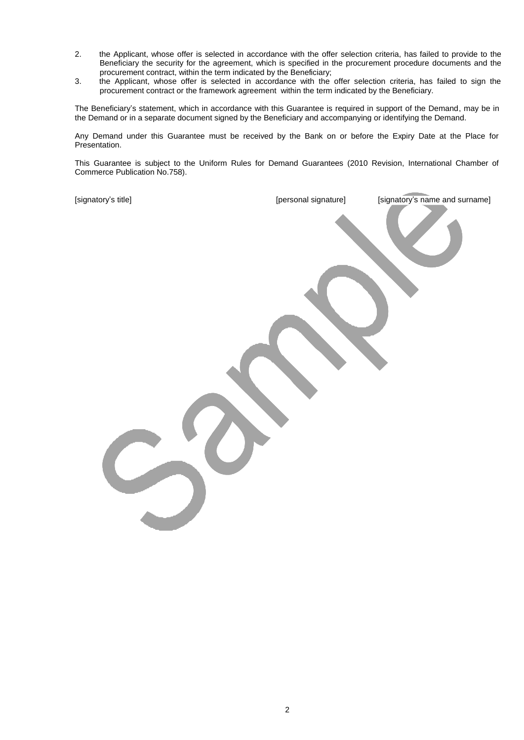2. the Applicant, whose offer is selected in accordance with the offer selection criteria, has failed to provide to the Beneficiary the security for the agreement, which is specified in the procurement procedure documents and the procurement contract, within the term indicated by the Beneficiary;
3. the Applicant, whose offer is selected in accordance with the offer selection criteria, has failed to sign the procurement contract or the framework agreement within the term indicated by the Beneficiary.

The Beneficiary's statement, which in accordance with this Guarantee is required in support of the Demand, may be in the Demand or in a separate document signed by the Beneficiary and accompanying or identifying the Demand.

Any Demand under this Guarantee must be received by the Bank on or before the Expiry Date at the Place for Presentation.

This Guarantee is subject to the Uniform Rules for Demand Guarantees (2010 Revision, International Chamber of Commerce Publication No.758).

[signatory's title] [personal signature] [signatory's name and surname]

Sample